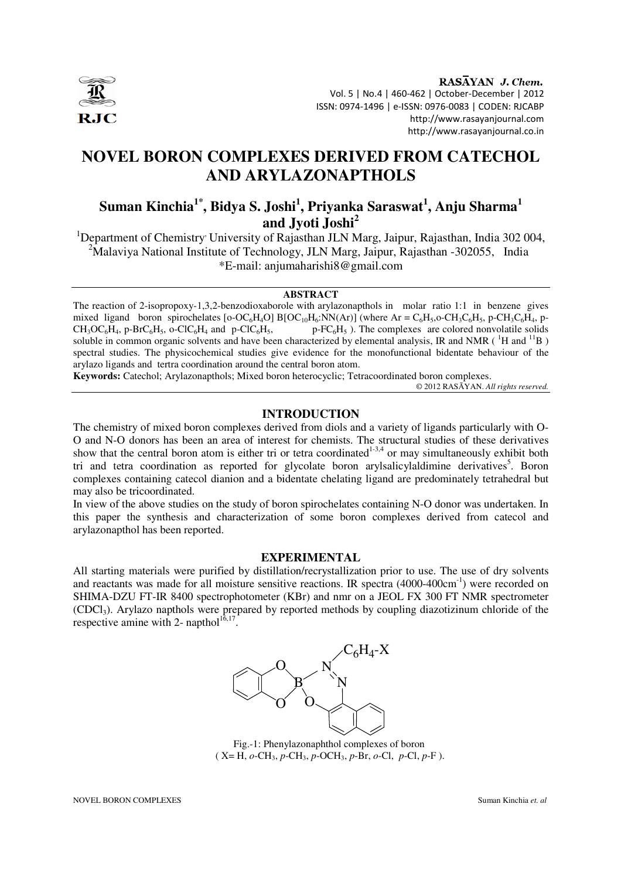# NOVEL BORON COMPLEXES DERIVED FROM CATECHOL AND ARYLAZONAPTHOLS

**Suman Kinchia[1*], Bidya S. Joshi[1], Priyanka Saraswat[1], Anju Sharma[1] and Jyoti Joshi[2]**

[1]Department of Chemistry University of Rajasthan JLN Marg, Jaipur, Rajasthan, India 302 004,
[2]Malaviya National Institute of Technology, JLN Marg, Jaipur, Rajasthan -302055, India
*E-mail: anjumaharishi8@gmail.com

## ABSTRACT

The reaction of 2-isopropoxy-1,3,2-benzodioxaborole with arylazonapthols in molar ratio 1:1 in benzene gives mixed ligand boron spirochelates [o-$OC_6H_4O$] B[$OC_{10}H_6$:NN(Ar)] (where Ar = $C_6H_5$,o-$CH_3C_6H_5$, p-$CH_3C_6H_4$, p-$CH_3OC_6H_4$, p-$BrC_6H_5$, o-$ClC_6H_4$ and p-$ClC_6H_5$, p-$FC_6H_5$ ). The complexes are colored nonvolatile solids soluble in common organic solvents and have been characterized by elemental analysis, IR and NMR ( $^1H$ and $^{11}B$ ) spectral studies. The physicochemical studies give evidence for the monofunctional bidentate behaviour of the arylazo ligands and tertra coordination around the central boron atom.

**Keywords:** Catechol; Arylazonapthols; Mixed boron heterocyclic; Tetracoordinated boron complexes.

© 2012 RASĀYAN. *All rights reserved.*

## INTRODUCTION

The chemistry of mixed boron complexes derived from diols and a variety of ligands particularly with O-O and N-O donors has been an area of interest for chemists. The structural studies of these derivatives show that the central boron atom is either tri or tetra coordinated[1-3,4] or may simultaneously exhibit both tri and tetra coordination as reported for glycolate boron arylsalicylaldimine derivatives[5]. Boron complexes containing catecol dianion and a bidentate chelating ligand are predominately tetrahedral but may also be tricoordinated.

In view of the above studies on the study of boron spirochelates containing N-O donor was undertaken. In this paper the synthesis and characterization of some boron complexes derived from catecol and arylazonapthol has been reported.

## EXPERIMENTAL

All starting materials were purified by distillation/recrystallization prior to use. The use of dry solvents and reactants was made for all moisture sensitive reactions. IR spectra (4000-400$cm^{-1}$) were recorded on SHIMA-DZU FT-IR 8400 spectrophotometer (KBr) and nmr on a JEOL FX 300 FT NMR spectrometer ($CDCl_3$). Arylazo napthols were prepared by reported methods by coupling diazotizinum chloride of the respective amine with 2- napthol[16,17].

Fig.-1: Phenylazonaphthol complexes of boron ( X= H, *o*-$CH_3$, *p*-$CH_3$, *p*-$OCH_3$, *p*-Br, *o*-Cl, *p*-Cl, *p*-F ).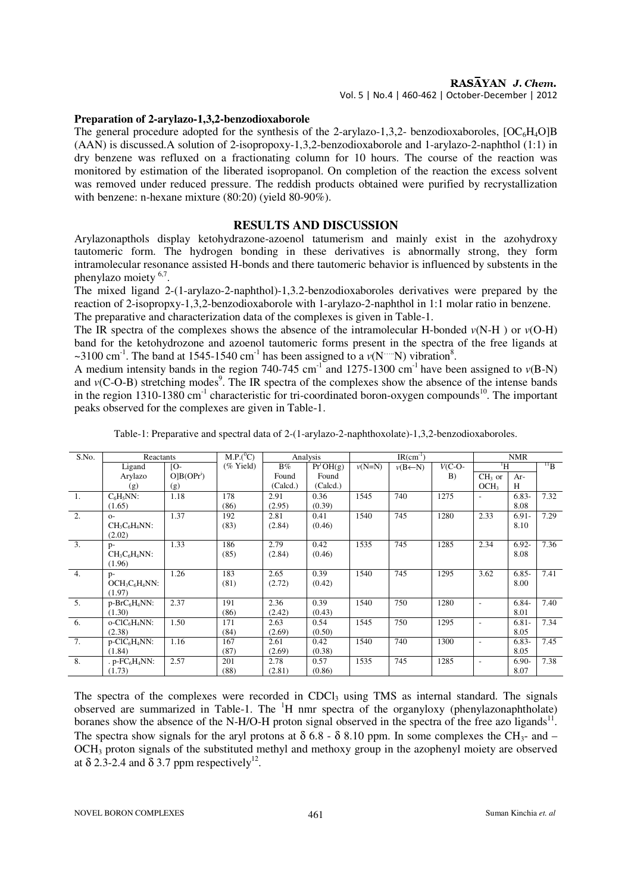**Preparation of 2-arylazo-1,3,2-benzodioxaborole**

The general procedure adopted for the synthesis of the 2-arylazo-1,3,2- benzodioxaboroles, $[OC_6H_4O]B$ (AAN) is discussed.A solution of 2-isopropoxy-1,3,2-benzodioxaborole and 1-arylazo-2-naphthol (1:1) in dry benzene was refluxed on a fractionating column for 10 hours. The course of the reaction was monitored by estimation of the liberated isopropanol. On completion of the reaction the excess solvent was removed under reduced pressure. The reddish products obtained were purified by recrystallization with benzene: n-hexane mixture (80:20) (yield 80-90%).

## RESULTS AND DISCUSSION

Arylazonapthols display ketohydrazone-azoenol tatumerism and mainly exist in the azohydroxy tautomeric form. The hydrogen bonding in these derivatives is abnormally strong, they form intramolecular resonance assisted H-bonds and there tautomeric behavior is influenced by substents in the phenylazo moiety [6,7].

The mixed ligand 2-(1-arylazo-2-naphthol)-1,3.2-benzodioxaboroles derivatives were prepared by the reaction of 2-isopropxy-1,3,2-benzodioxaborole with 1-arylazo-2-naphthol in 1:1 molar ratio in benzene. The preparative and characterization data of the complexes is given in Table-1.

The IR spectra of the complexes shows the absence of the intramolecular H-bonded $\nu$(N-H ) or $\nu$(O-H) band for the ketohydrozone and azoenol tautomeric forms present in the spectra of the free ligands at ~3100 $cm^{-1}$. The band at 1545-1540 $cm^{-1}$ has been assigned to a $\nu(N\cdots N)$ vibration[8].

A medium intensity bands in the region 740-745 $cm^{-1}$ and 1275-1300 $cm^{-1}$ have been assigned to $\nu$(B-N) and $\nu$(C-O-B) stretching modes[9]. The IR spectra of the complexes show the absence of the intense bands in the region 1310-1380 $cm^{-1}$ characteristic for tri-coordinated boron-oxygen compounds[10]. The important peaks observed for the complexes are given in Table-1.

Table-1: Preparative and spectral data of 2-(1-arylazo-2-naphthoxolate)-1,3,2-benzodioxaboroles.

| S.No. | Reactants | | M.P.($^0$C) | Analysis | | IR($cm^{-1}$) | | | NMR | | |
|---|---|---|---|---|---|---|---|---|---|---|---|
| | Ligand Arylazo (g) | [O-O]B(OPr$^i$) (g) | (% Yield) | B% Found (Calcd.) | Pr$^i$OH(g) Found (Calcd.) | $\nu$(N=N) | $\nu$(B←N) | $V$(C-O-B) | $^1$H CH$_3$ or OCH$_3$ | $^1$H Ar-H | $^{11}$B |
| 1. | $C_6H_5NN$: (1.65) | 1.18 | 178 (86) | 2.91 (2.95) | 0.36 (0.39) | 1545 | 740 | 1275 | - | 6.83-8.08 | 7.32 |
| 2. | o-$CH_3C_6H_4NN$: (2.02) | 1.37 | 192 (83) | 2.81 (2.84) | 0.41 (0.46) | 1540 | 745 | 1280 | 2.33 | 6.91-8.10 | 7.29 |
| 3. | p-$CH_3C_6H_4NN$: (1.96) | 1.33 | 186 (85) | 2.79 (2.84) | 0.42 (0.46) | 1535 | 745 | 1285 | 2.34 | 6.92-8.08 | 7.36 |
| 4. | p-$OCH_3C_6H_4NN$: (1.97) | 1.26 | 183 (81) | 2.65 (2.72) | 0.39 (0.42) | 1540 | 745 | 1295 | 3.62 | 6.85-8.00 | 7.41 |
| 5. | p-$BrC_6H_4NN$: (1.30) | 2.37 | 191 (86) | 2.36 (2.42) | 0.39 (0.43) | 1540 | 750 | 1280 | - | 6.84-8.01 | 7.40 |
| 6. | o-$ClC_6H_4NN$: (2.38) | 1.50 | 171 (84) | 2.63 (2.69) | 0.54 (0.50) | 1545 | 750 | 1295 | - | 6.81-8.05 | 7.34 |
| 7. | p-$ClC_6H_4NN$: (1.84) | 1.16 | 167 (87) | 2.61 (2.69) | 0.42 (0.38) | 1540 | 740 | 1300 | - | 6.83-8.05 | 7.45 |
| 8. | . p-$FC_6H_4NN$: (1.73) | 2.57 | 201 (88) | 2.78 (2.81) | 0.57 (0.86) | 1535 | 745 | 1285 | - | 6.90-8.07 | 7.38 |

The spectra of the complexes were recorded in $CDCl_3$ using TMS as internal standard. The signals observed are summarized in Table-1. The $^1$H nmr spectra of the organyloxy (phenylazonaphtholate) boranes show the absence of the N-H/O-H proton signal observed in the spectra of the free azo ligands[11]. The spectra show signals for the aryl protons at δ 6.8 - δ 8.10 ppm. In some complexes the $CH_3$- and –$OCH_3$ proton signals of the substituted methyl and methoxy group in the azophenyl moiety are observed at δ 2.3-2.4 and δ 3.7 ppm respectively[12].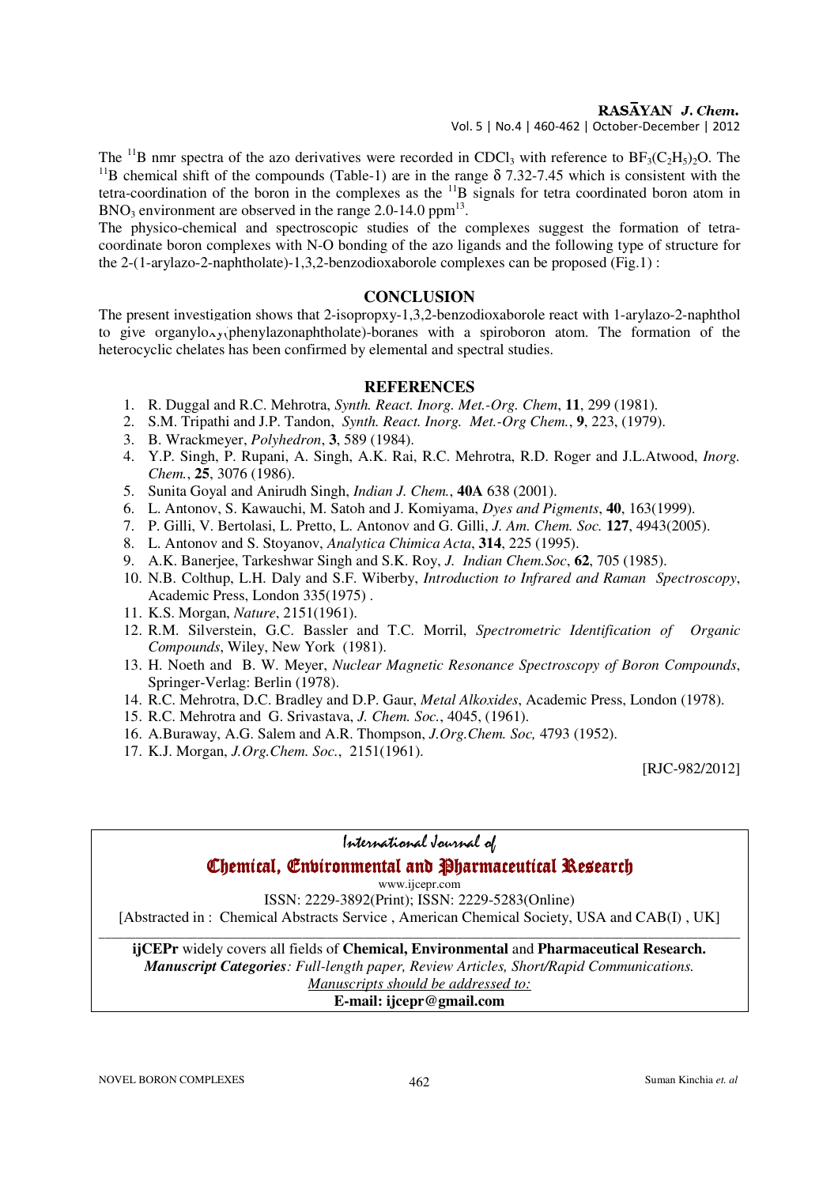The $^{11}B$ nmr spectra of the azo derivatives were recorded in $CDCl_3$ with reference to $BF_3(C_2H_5)_2O$. The $^{11}B$ chemical shift of the compounds (Table-1) are in the range $\delta$ 7.32-7.45 which is consistent with the tetra-coordination of the boron in the complexes as the $^{11}B$ signals for tetra coordinated boron atom in $BNO_3$ environment are observed in the range 2.0-14.0 ppm[13].

The physico-chemical and spectroscopic studies of the complexes suggest the formation of tetra-coordinate boron complexes with N-O bonding of the azo ligands and the following type of structure for the 2-(1-arylazo-2-naphtholate)-1,3,2-benzodioxaborole complexes can be proposed (Fig.1) :

## CONCLUSION

The present investigation shows that 2-isopropxy-1,3,2-benzodioxaborole react with 1-arylazo-2-naphthol to give organyloxy(phenylazonaphtholate)-boranes with a spiroboron atom. The formation of the heterocyclic chelates has been confirmed by elemental and spectral studies.

## REFERENCES

1. R. Duggal and R.C. Mehrotra, *Synth. React. Inorg. Met.-Org. Chem*, **11**, 299 (1981).
2. S.M. Tripathi and J.P. Tandon, *Synth. React. Inorg. Met.-Org Chem.*, **9**, 223, (1979).
3. B. Wrackmeyer, *Polyhedron*, **3**, 589 (1984).
4. Y.P. Singh, P. Rupani, A. Singh, A.K. Rai, R.C. Mehrotra, R.D. Roger and J.L.Atwood, *Inorg. Chem.*, **25**, 3076 (1986).
5. Sunita Goyal and Anirudh Singh, *Indian J. Chem.*, **40A** 638 (2001).
6. L. Antonov, S. Kawauchi, M. Satoh and J. Komiyama, *Dyes and Pigments*, **40**, 163(1999).
7. P. Gilli, V. Bertolasi, L. Pretto, L. Antonov and G. Gilli, *J. Am. Chem. Soc.* **127**, 4943(2005).
8. L. Antonov and S. Stoyanov, *Analytica Chimica Acta*, **314**, 225 (1995).
9. A.K. Banerjee, Tarkeshwar Singh and S.K. Roy, *J. Indian Chem.Soc*, **62**, 705 (1985).
10. N.B. Colthup, L.H. Daly and S.F. Wiberby, *Introduction to Infrared and Raman Spectroscopy*, Academic Press, London 335(1975) .
11. K.S. Morgan, *Nature*, 2151(1961).
12. R.M. Silverstein, G.C. Bassler and T.C. Morril, *Spectrometric Identification of Organic Compounds*, Wiley, New York (1981).
13. H. Noeth and B. W. Meyer, *Nuclear Magnetic Resonance Spectroscopy of Boron Compounds*, Springer-Verlag: Berlin (1978).
14. R.C. Mehrotra, D.C. Bradley and D.P. Gaur, *Metal Alkoxides*, Academic Press, London (1978).
15. R.C. Mehrotra and G. Srivastava, *J. Chem. Soc.*, 4045, (1961).
16. A.Buraway, A.G. Salem and A.R. Thompson, *J.Org.Chem. Soc,* 4793 (1952).
17. K.J. Morgan, *J.Org.Chem. Soc.*, 2151(1961).

[RJC-982/2012]

International Journal of

**Chemical, Environmental and Pharmaceutical Research**

www.ijcepr.com

ISSN: 2229-3892(Print); ISSN: 2229-5283(Online)

[Abstracted in : Chemical Abstracts Service , American Chemical Society, USA and CAB(I) , UK]

**ijCEPr** widely covers all fields of **Chemical, Environmental** and **Pharmaceutical Research.**

***Manuscript Categories****: Full-length paper, Review Articles, Short/Rapid Communications.*

*Manuscripts should be addressed to:*

**E-mail: ijcepr@gmail.com**